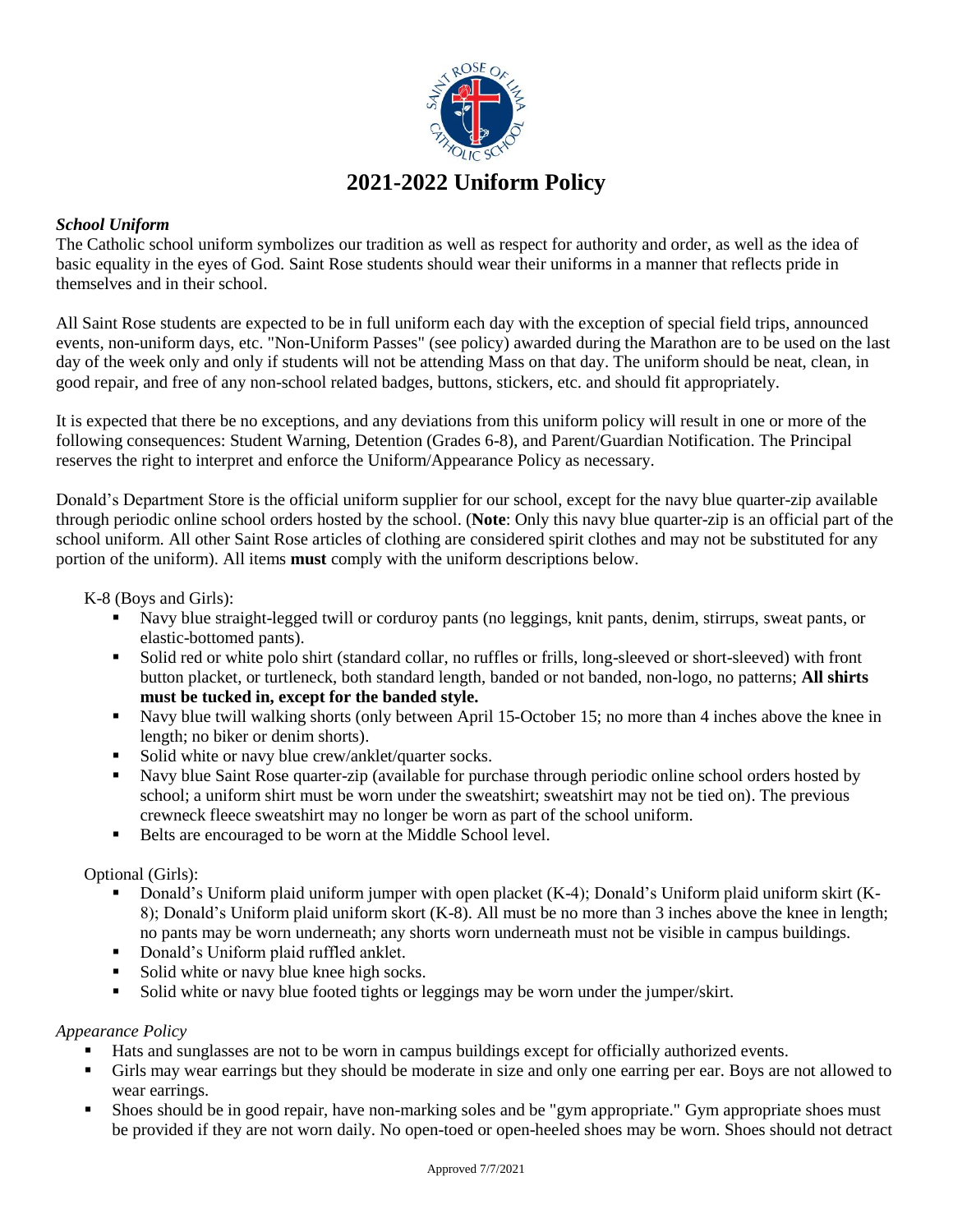# 2021-2022 Uniform Policy

### *School Uniform*

The Catholic school uniform symbolizes our tradition as well as respect for authority and order, as well as the idea of basic equality in the eyes of God. Saint Rose students should wear their uniforms in a manner that reflects pride in themselves and in their school.

All Saint Rose students are expected to be in full uniform each day with the exception of special field trips, announced events, non-uniform days, etc. "Non-Uniform Passes" (see policy) awarded during the Marathon are to be used on the last day of the week only and only if students will not be attending Mass on that day. The uniform should be neat, clean, in good repair, and free of any non-school related badges, buttons, stickers, etc. and should fit appropriately.

It is expected that there be no exceptions, and any deviations from this uniform policy will result in one or more of the following consequences: Student Warning, Detention (Grades 6-8), and Parent/Guardian Notification. The Principal reserves the right to interpret and enforce the Uniform/Appearance Policy as necessary.

Donald's Department Store is the official uniform supplier for our school, except for the navy blue quarter-zip available through periodic online school orders hosted by the school. (**Note**: Only this navy blue quarter-zip is an official part of the school uniform. All other Saint Rose articles of clothing are considered spirit clothes and may not be substituted for any portion of the uniform). All items **must** comply with the uniform descriptions below.

K-8 (Boys and Girls):

- Navy blue straight-legged twill or corduroy pants (no leggings, knit pants, denim, stirrups, sweat pants, or elastic-bottomed pants).
- Solid red or white polo shirt (standard collar, no ruffles or frills, long-sleeved or short-sleeved) with front button placket, or turtleneck, both standard length, banded or not banded, non-logo, no patterns; **All shirts must be tucked in, except for the banded style.**
- Navy blue twill walking shorts (only between April 15-October 15; no more than 4 inches above the knee in length; no biker or denim shorts).
- Solid white or navy blue crew/anklet/quarter socks.
- Navy blue Saint Rose quarter-zip (available for purchase through periodic online school orders hosted by school; a uniform shirt must be worn under the sweatshirt; sweatshirt may not be tied on). The previous crewneck fleece sweatshirt may no longer be worn as part of the school uniform.
- Belts are encouraged to be worn at the Middle School level.

Optional (Girls):

- Donald's Uniform plaid uniform jumper with open placket (K-4); Donald's Uniform plaid uniform skirt (K-8); Donald's Uniform plaid uniform skort (K-8). All must be no more than 3 inches above the knee in length; no pants may be worn underneath; any shorts worn underneath must not be visible in campus buildings.
- Donald's Uniform plaid ruffled anklet.
- Solid white or navy blue knee high socks.
- Solid white or navy blue footed tights or leggings may be worn under the jumper/skirt.

### *Appearance Policy*

- Hats and sunglasses are not to be worn in campus buildings except for officially authorized events.
- Girls may wear earrings but they should be moderate in size and only one earring per ear. Boys are not allowed to wear earrings.
- Shoes should be in good repair, have non-marking soles and be "gym appropriate." Gym appropriate shoes must be provided if they are not worn daily. No open-toed or open-heeled shoes may be worn. Shoes should not detract

Approved 7/7/2021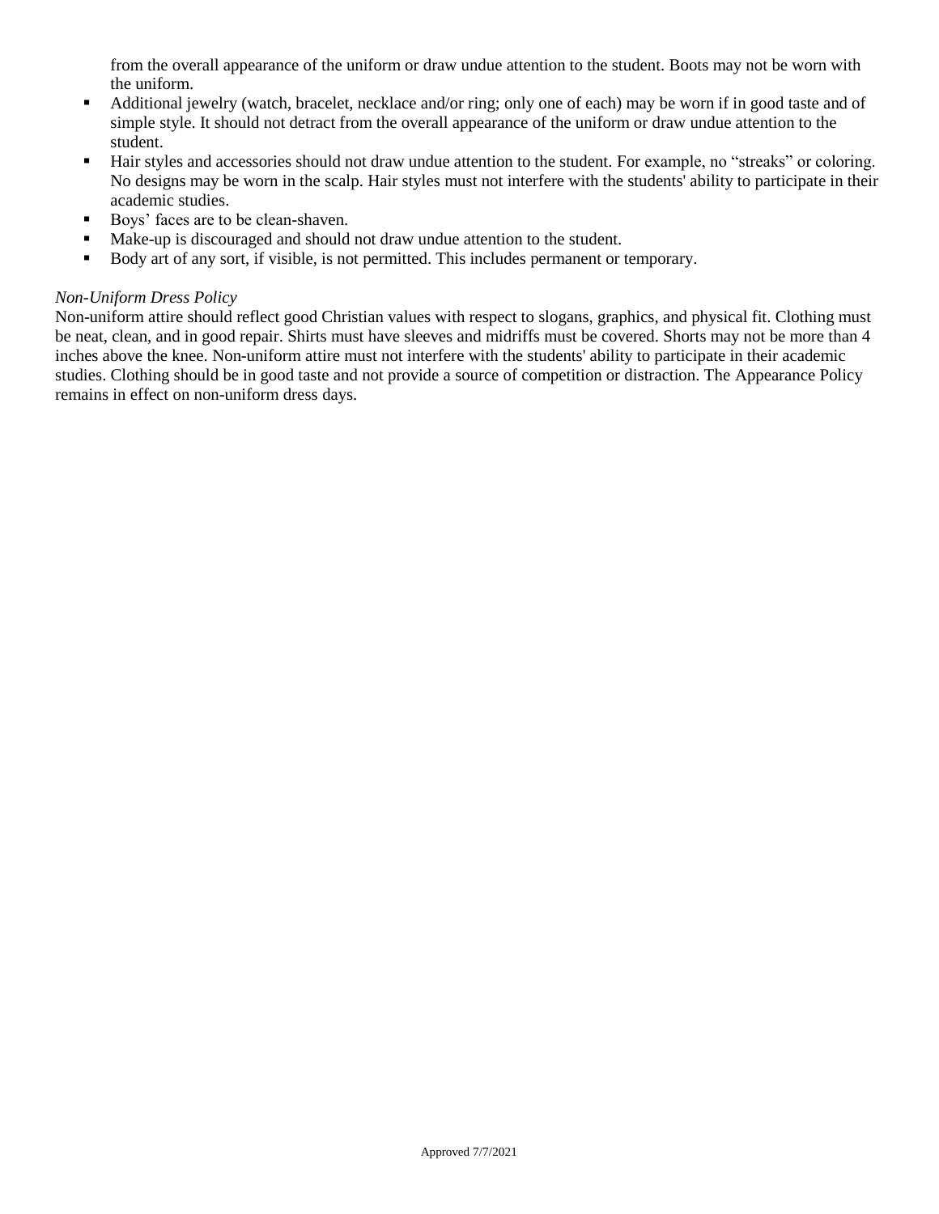from the overall appearance of the uniform or draw undue attention to the student. Boots may not be worn with the uniform.

- Additional jewelry (watch, bracelet, necklace and/or ring; only one of each) may be worn if in good taste and of simple style. It should not detract from the overall appearance of the uniform or draw undue attention to the student.
- Hair styles and accessories should not draw undue attention to the student. For example, no "streaks" or coloring. No designs may be worn in the scalp. Hair styles must not interfere with the students' ability to participate in their academic studies.
- Boys' faces are to be clean-shaven.
- Make-up is discouraged and should not draw undue attention to the student.
- Body art of any sort, if visible, is not permitted. This includes permanent or temporary.

*Non-Uniform Dress Policy*

Non-uniform attire should reflect good Christian values with respect to slogans, graphics, and physical fit. Clothing must be neat, clean, and in good repair. Shirts must have sleeves and midriffs must be covered. Shorts may not be more than 4 inches above the knee. Non-uniform attire must not interfere with the students' ability to participate in their academic studies. Clothing should be in good taste and not provide a source of competition or distraction. The Appearance Policy remains in effect on non-uniform dress days.

Approved 7/7/2021